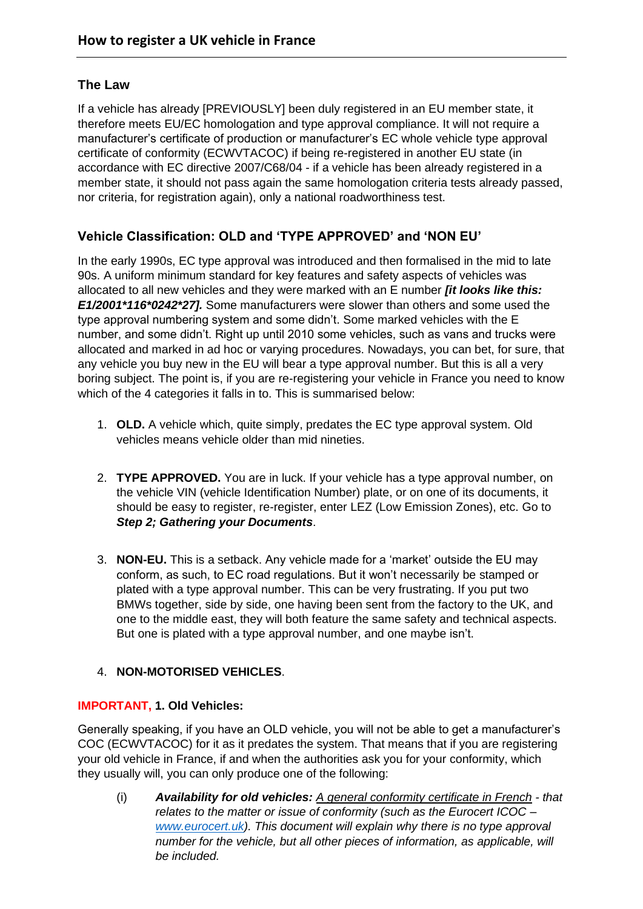# How to register a UK vehicle in France

## The Law

If a vehicle has already [PREVIOUSLY] been duly registered in an EU member state, it therefore meets EU/EC homologation and type approval compliance. It will not require a manufacturer's certificate of production or manufacturer's EC whole vehicle type approval certificate of conformity (ECWVTACOC) if being re-registered in another EU state (in accordance with EC directive 2007/C68/04 - if a vehicle has been already registered in a member state, it should not pass again the same homologation criteria tests already passed, nor criteria, for registration again), only a national roadworthiness test.

## Vehicle Classification: OLD and 'TYPE APPROVED' and 'NON EU'

In the early 1990s, EC type approval was introduced and then formalised in the mid to late 90s. A uniform minimum standard for key features and safety aspects of vehicles was allocated to all new vehicles and they were marked with an E number ***[it looks like this: E1/2001*116*0242*27].*** Some manufacturers were slower than others and some used the type approval numbering system and some didn't. Some marked vehicles with the E number, and some didn't. Right up until 2010 some vehicles, such as vans and trucks were allocated and marked in ad hoc or varying procedures. Nowadays, you can bet, for sure, that any vehicle you buy new in the EU will bear a type approval number. But this is all a very boring subject. The point is, if you are re-registering your vehicle in France you need to know which of the 4 categories it falls in to. This is summarised below:

1. **OLD.** A vehicle which, quite simply, predates the EC type approval system. Old vehicles means vehicle older than mid nineties.

2. **TYPE APPROVED.** You are in luck. If your vehicle has a type approval number, on the vehicle VIN (vehicle Identification Number) plate, or on one of its documents, it should be easy to register, re-register, enter LEZ (Low Emission Zones), etc. Go to ***Step 2; Gathering your Documents***.

3. **NON-EU.** This is a setback. Any vehicle made for a 'market' outside the EU may conform, as such, to EC road regulations. But it won't necessarily be stamped or plated with a type approval number. This can be very frustrating. If you put two BMWs together, side by side, one having been sent from the factory to the UK, and one to the middle east, they will both feature the same safety and technical aspects. But one is plated with a type approval number, and one maybe isn't.

4. **NON-MOTORISED VEHICLES**.

**IMPORTANT, 1. Old Vehicles:**

Generally speaking, if you have an OLD vehicle, you will not be able to get a manufacturer's COC (ECWVTACOC) for it as it predates the system. That means that if you are registering your old vehicle in France, if and when the authorities ask you for your conformity, which they usually will, you can only produce one of the following:

(i) ***Availability for old vehicles:*** *A general conformity certificate in French - that relates to the matter or issue of conformity (such as the Eurocert ICOC – www.eurocert.uk). This document will explain why there is no type approval number for the vehicle, but all other pieces of information, as applicable, will be included.*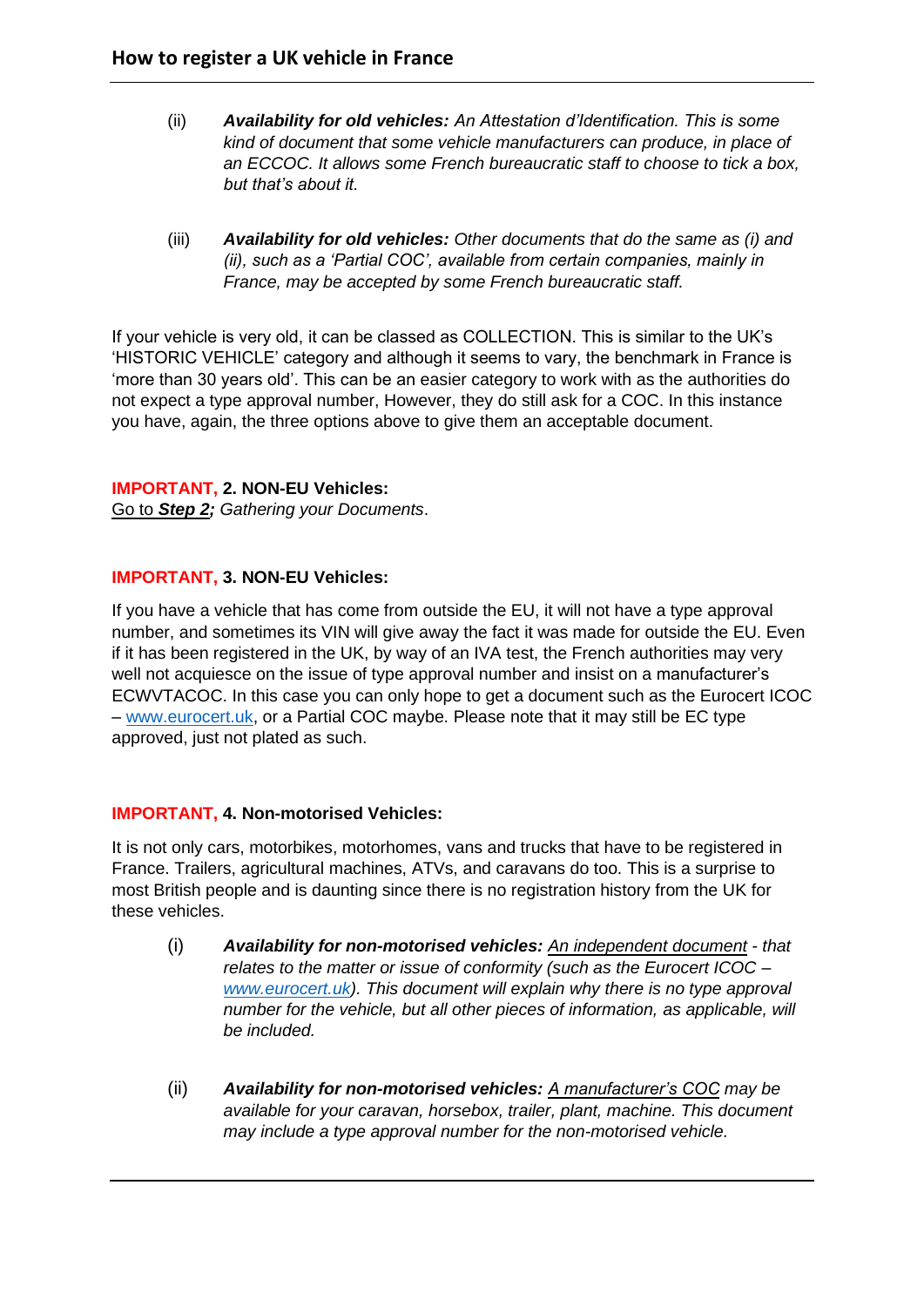(ii) ***Availability for old vehicles:*** *An Attestation d'Identification. This is some kind of document that some vehicle manufacturers can produce, in place of an ECCOC. It allows some French bureaucratic staff to choose to tick a box, but that's about it.*

(iii) ***Availability for old vehicles:*** *Other documents that do the same as (i) and (ii), such as a 'Partial COC', available from certain companies, mainly in France, may be accepted by some French bureaucratic staff.*

If your vehicle is very old, it can be classed as COLLECTION. This is similar to the UK's 'HISTORIC VEHICLE' category and although it seems to vary, the benchmark in France is 'more than 30 years old'. This can be an easier category to work with as the authorities do not expect a type approval number, However, they do still ask for a COC. In this instance you have, again, the three options above to give them an acceptable document.

**IMPORTANT, 2. NON-EU Vehicles:**

Go to ***Step 2;*** *Gathering your Documents*.

**IMPORTANT, 3. NON-EU Vehicles:**

If you have a vehicle that has come from outside the EU, it will not have a type approval number, and sometimes its VIN will give away the fact it was made for outside the EU. Even if it has been registered in the UK, by way of an IVA test, the French authorities may very well not acquiesce on the issue of type approval number and insist on a manufacturer's ECWVTACOC. In this case you can only hope to get a document such as the Eurocert ICOC – www.eurocert.uk, or a Partial COC maybe. Please note that it may still be EC type approved, just not plated as such.

**IMPORTANT, 4. Non-motorised Vehicles:**

It is not only cars, motorbikes, motorhomes, vans and trucks that have to be registered in France. Trailers, agricultural machines, ATVs, and caravans do too. This is a surprise to most British people and is daunting since there is no registration history from the UK for these vehicles.

(i) ***Availability for non-motorised vehicles:*** *An independent document - that relates to the matter or issue of conformity (such as the Eurocert ICOC – www.eurocert.uk). This document will explain why there is no type approval number for the vehicle, but all other pieces of information, as applicable, will be included.*

(ii) ***Availability for non-motorised vehicles:*** *A manufacturer's COC may be available for your caravan, horsebox, trailer, plant, machine. This document may include a type approval number for the non-motorised vehicle.*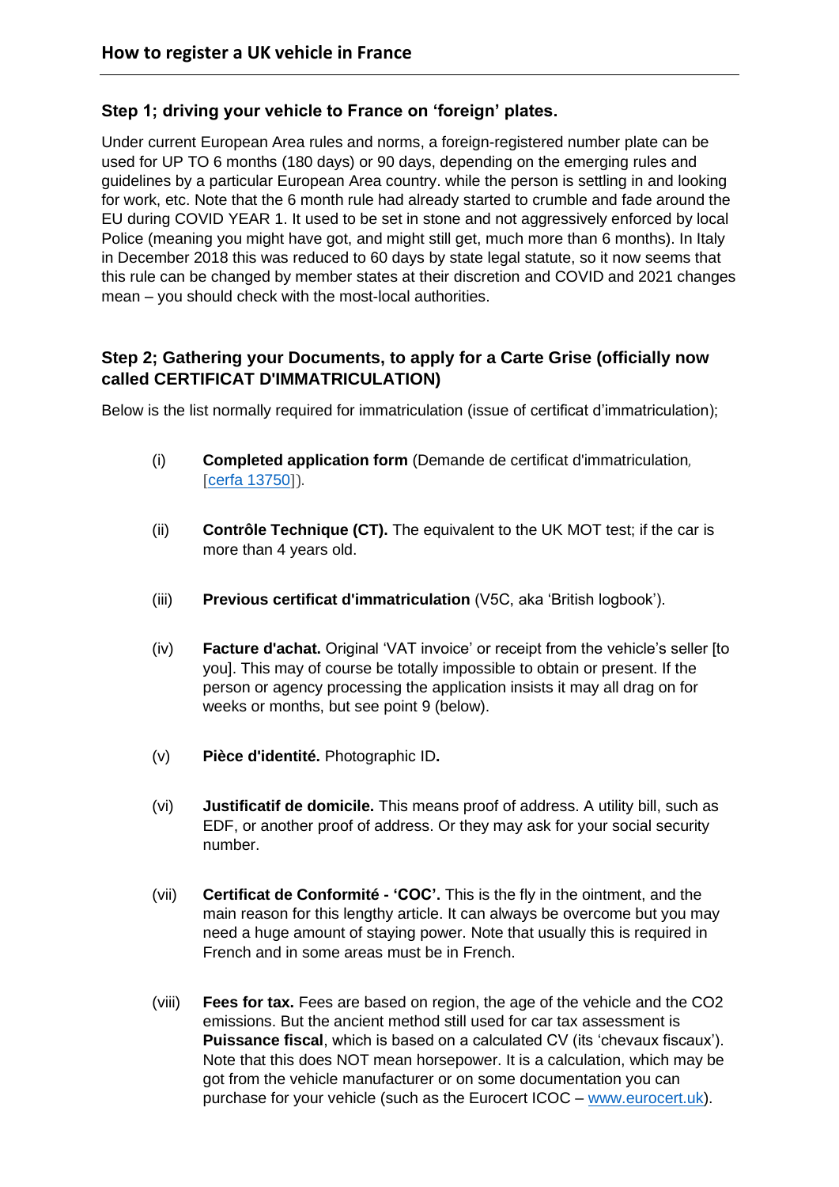# How to register a UK vehicle in France

### Step 1; driving your vehicle to France on 'foreign' plates.

Under current European Area rules and norms, a foreign-registered number plate can be used for UP TO 6 months (180 days) or 90 days, depending on the emerging rules and guidelines by a particular European Area country. while the person is settling in and looking for work, etc. Note that the 6 month rule had already started to crumble and fade around the EU during COVID YEAR 1. It used to be set in stone and not aggressively enforced by local Police (meaning you might have got, and might still get, much more than 6 months). In Italy in December 2018 this was reduced to 60 days by state legal statute, so it now seems that this rule can be changed by member states at their discretion and COVID and 2021 changes mean – you should check with the most-local authorities.

### Step 2; Gathering your Documents, to apply for a Carte Grise (officially now called CERTIFICAT D'IMMATRICULATION)

Below is the list normally required for immatriculation (issue of certificat d'immatriculation);

(i) **Completed application form** (Demande de certificat d'immatriculation, [cerfa 13750]).

(ii) **Contrôle Technique (CT).** The equivalent to the UK MOT test; if the car is more than 4 years old.

(iii) **Previous certificat d'immatriculation** (V5C, aka 'British logbook').

(iv) **Facture d'achat.** Original 'VAT invoice' or receipt from the vehicle's seller [to you]. This may of course be totally impossible to obtain or present. If the person or agency processing the application insists it may all drag on for weeks or months, but see point 9 (below).

(v) **Pièce d'identité.** Photographic ID**.**

(vi) **Justificatif de domicile.** This means proof of address. A utility bill, such as EDF, or another proof of address. Or they may ask for your social security number.

(vii) **Certificat de Conformité - 'COC'.** This is the fly in the ointment, and the main reason for this lengthy article. It can always be overcome but you may need a huge amount of staying power. Note that usually this is required in French and in some areas must be in French.

(viii) **Fees for tax.** Fees are based on region, the age of the vehicle and the CO2 emissions. But the ancient method still used for car tax assessment is **Puissance fiscal**, which is based on a calculated CV (its 'chevaux fiscaux'). Note that this does NOT mean horsepower. It is a calculation, which may be got from the vehicle manufacturer or on some documentation you can purchase for your vehicle (such as the Eurocert ICOC – www.eurocert.uk).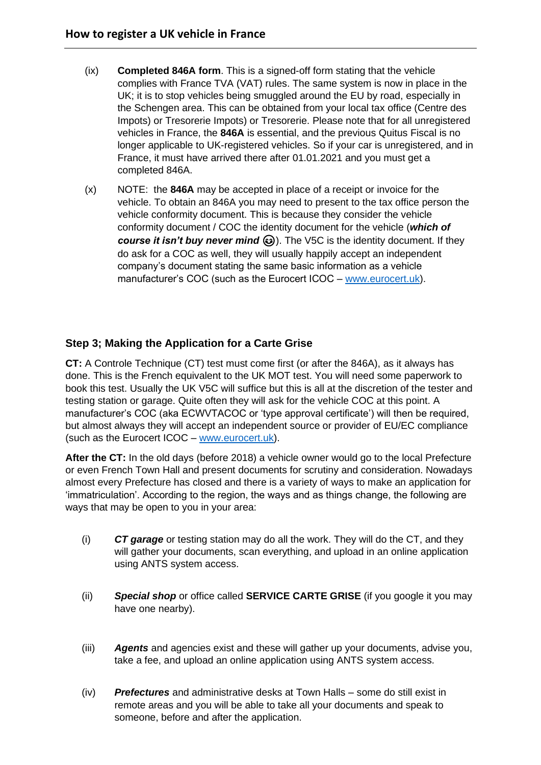(ix) **Completed 846A form**. This is a signed-off form stating that the vehicle complies with France TVA (VAT) rules. The same system is now in place in the UK; it is to stop vehicles being smuggled around the EU by road, especially in the Schengen area. This can be obtained from your local tax office (Centre des Impots) or Tresorerie Impots) or Tresorerie. Please note that for all unregistered vehicles in France, the **846A** is essential, and the previous Quitus Fiscal is no longer applicable to UK-registered vehicles. So if your car is unregistered, and in France, it must have arrived there after 01.01.2021 and you must get a completed 846A.

(x) NOTE: the **846A** may be accepted in place of a receipt or invoice for the vehicle. To obtain an 846A you may need to present to the tax office person the vehicle conformity document. This is because they consider the vehicle conformity document / COC the identity document for the vehicle (***which of course it isn't buy never mind*** 😉). The V5C is the identity document. If they do ask for a COC as well, they will usually happily accept an independent company's document stating the same basic information as a vehicle manufacturer's COC (such as the Eurocert ICOC – [www.eurocert.uk](www.eurocert.uk)).

### Step 3; Making the Application for a Carte Grise

**CT:** A Controle Technique (CT) test must come first (or after the 846A), as it always has done. This is the French equivalent to the UK MOT test. You will need some paperwork to book this test. Usually the UK V5C will suffice but this is all at the discretion of the tester and testing station or garage. Quite often they will ask for the vehicle COC at this point. A manufacturer's COC (aka ECWVTACOC or 'type approval certificate') will then be required, but almost always they will accept an independent source or provider of EU/EC compliance (such as the Eurocert ICOC – [www.eurocert.uk](www.eurocert.uk)).

**After the CT:** In the old days (before 2018) a vehicle owner would go to the local Prefecture or even French Town Hall and present documents for scrutiny and consideration. Nowadays almost every Prefecture has closed and there is a variety of ways to make an application for 'immatriculation'. According to the region, the ways and as things change, the following are ways that may be open to you in your area:

(i) ***CT garage*** or testing station may do all the work. They will do the CT, and they will gather your documents, scan everything, and upload in an online application using ANTS system access.

(ii) ***Special shop*** or office called **SERVICE CARTE GRISE** (if you google it you may have one nearby).

(iii) ***Agents*** and agencies exist and these will gather up your documents, advise you, take a fee, and upload an online application using ANTS system access.

(iv) ***Prefectures*** and administrative desks at Town Halls – some do still exist in remote areas and you will be able to take all your documents and speak to someone, before and after the application.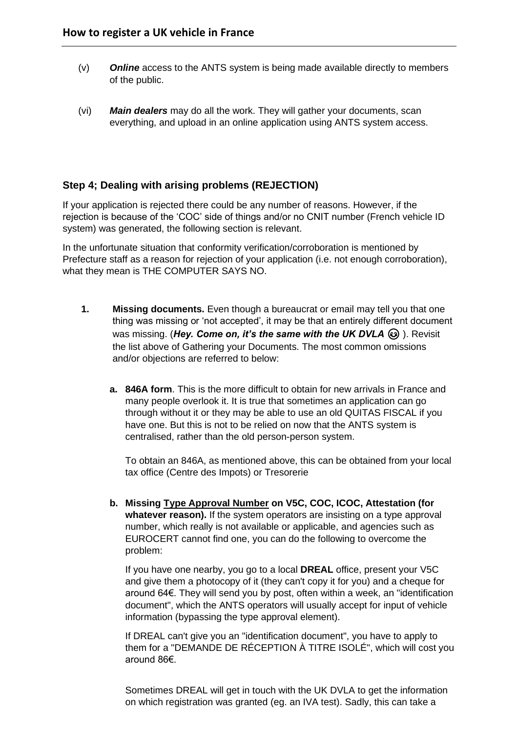(v) ***Online*** access to the ANTS system is being made available directly to members of the public.

(vi) ***Main dealers*** may do all the work. They will gather your documents, scan everything, and upload in an online application using ANTS system access.

### Step 4; Dealing with arising problems (REJECTION)

If your application is rejected there could be any number of reasons. However, if the rejection is because of the 'COC' side of things and/or no CNIT number (French vehicle ID system) was generated, the following section is relevant.

In the unfortunate situation that conformity verification/corroboration is mentioned by Prefecture staff as a reason for rejection of your application (i.e. not enough corroboration), what they mean is THE COMPUTER SAYS NO.

1. **Missing documents.** Even though a bureaucrat or email may tell you that one thing was missing or 'not accepted', it may be that an entirely different document was missing. (***Hey. Come on, it's the same with the UK DVLA*** 😜 ). Revisit the list above of Gathering your Documents. The most common omissions and/or objections are referred to below:

   a. **846A form**. This is the more difficult to obtain for new arrivals in France and many people overlook it. It is true that sometimes an application can go through without it or they may be able to use an old QUITAS FISCAL if you have one. But this is not to be relied on now that the ANTS system is centralised, rather than the old person-person system.

      To obtain an 846A, as mentioned above, this can be obtained from your local tax office (Centre des Impots) or Tresorerie

   b. **Missing <u>Type Approval Number</u> on V5C, COC, ICOC, Attestation (for whatever reason).** If the system operators are insisting on a type approval number, which really is not available or applicable, and agencies such as EUROCERT cannot find one, you can do the following to overcome the problem:

      If you have one nearby, you go to a local **DREAL** office, present your V5C and give them a photocopy of it (they can't copy it for you) and a cheque for around 64€. They will send you by post, often within a week, an "identification document", which the ANTS operators will usually accept for input of vehicle information (bypassing the type approval element).

      If DREAL can't give you an "identification document", you have to apply to them for a "DEMANDE DE RÉCEPTION À TITRE ISOLÉ", which will cost you around 86€.

      Sometimes DREAL will get in touch with the UK DVLA to get the information on which registration was granted (eg. an IVA test). Sadly, this can take a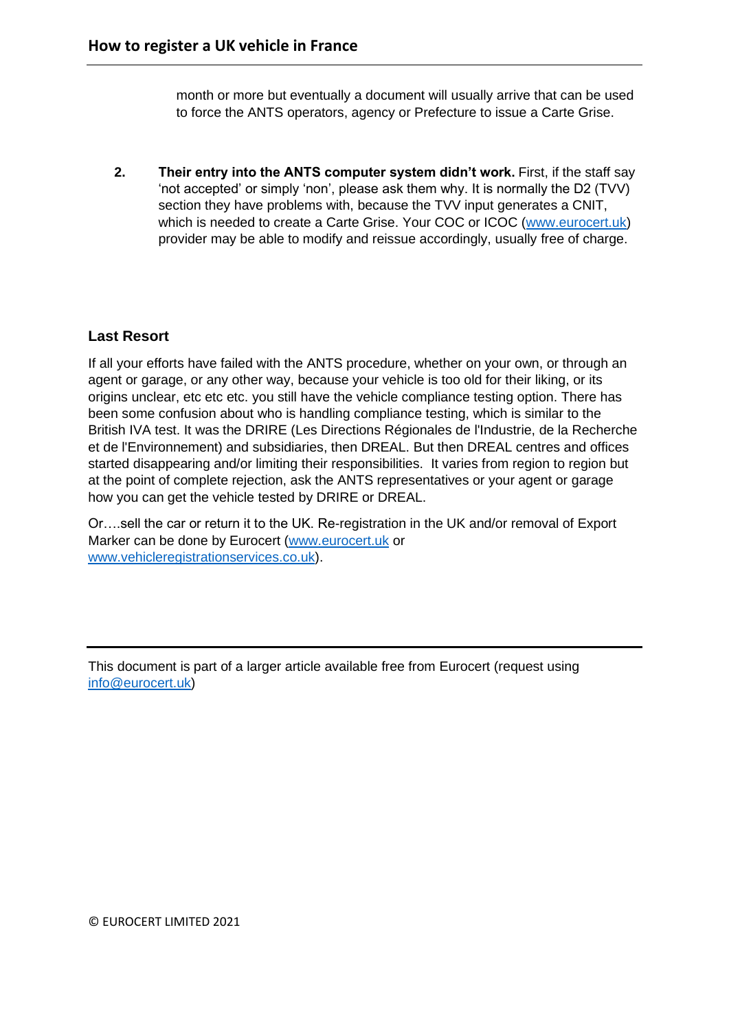month or more but eventually a document will usually arrive that can be used to force the ANTS operators, agency or Prefecture to issue a Carte Grise.

2. **Their entry into the ANTS computer system didn't work.** First, if the staff say 'not accepted' or simply 'non', please ask them why. It is normally the D2 (TVV) section they have problems with, because the TVV input generates a CNIT, which is needed to create a Carte Grise. Your COC or ICOC (www.eurocert.uk) provider may be able to modify and reissue accordingly, usually free of charge.

### Last Resort

If all your efforts have failed with the ANTS procedure, whether on your own, or through an agent or garage, or any other way, because your vehicle is too old for their liking, or its origins unclear, etc etc etc. you still have the vehicle compliance testing option. There has been some confusion about who is handling compliance testing, which is similar to the British IVA test. It was the DRIRE (Les Directions Régionales de l'Industrie, de la Recherche et de l'Environnement) and subsidiaries, then DREAL. But then DREAL centres and offices started disappearing and/or limiting their responsibilities. It varies from region to region but at the point of complete rejection, ask the ANTS representatives or your agent or garage how you can get the vehicle tested by DRIRE or DREAL.

Or….sell the car or return it to the UK. Re-registration in the UK and/or removal of Export Marker can be done by Eurocert (www.eurocert.uk or www.vehicleregistrationservices.co.uk).

---

This document is part of a larger article available free from Eurocert (request using info@eurocert.uk)

© EUROCERT LIMITED 2021